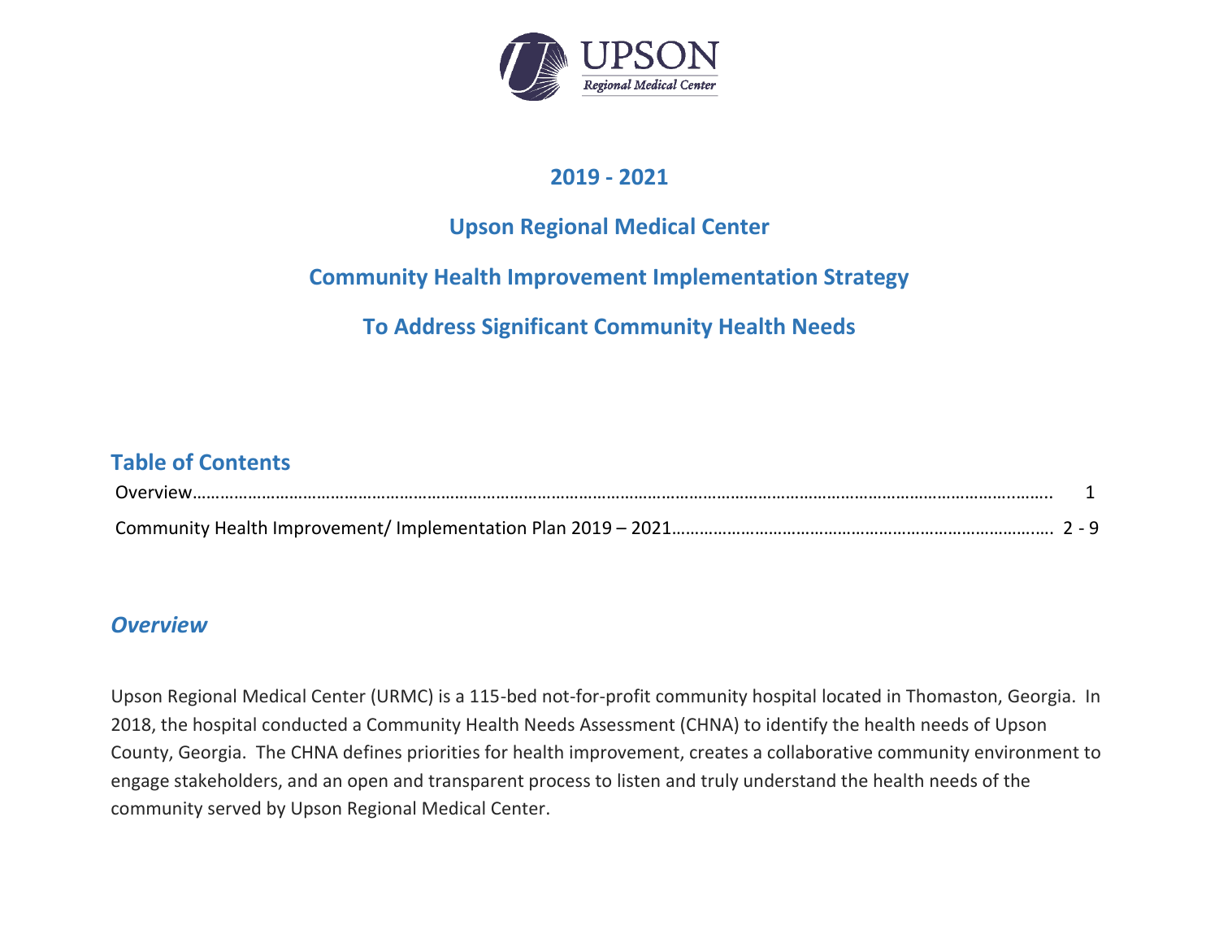UPSON

Regional Medical Center

# 2019 - 2021

# Upson Regional Medical Center

# Community Health Improvement Implementation Strategy

# To Address Significant Community Health Needs

## Table of Contents

| | |
|---|---|
| Overview | 1 |
| Community Health Improvement/ Implementation Plan 2019 – 2021 | 2 - 9 |

## *Overview*

Upson Regional Medical Center (URMC) is a 115-bed not-for-profit community hospital located in Thomaston, Georgia. In 2018, the hospital conducted a Community Health Needs Assessment (CHNA) to identify the health needs of Upson County, Georgia. The CHNA defines priorities for health improvement, creates a collaborative community environment to engage stakeholders, and an open and transparent process to listen and truly understand the health needs of the community served by Upson Regional Medical Center.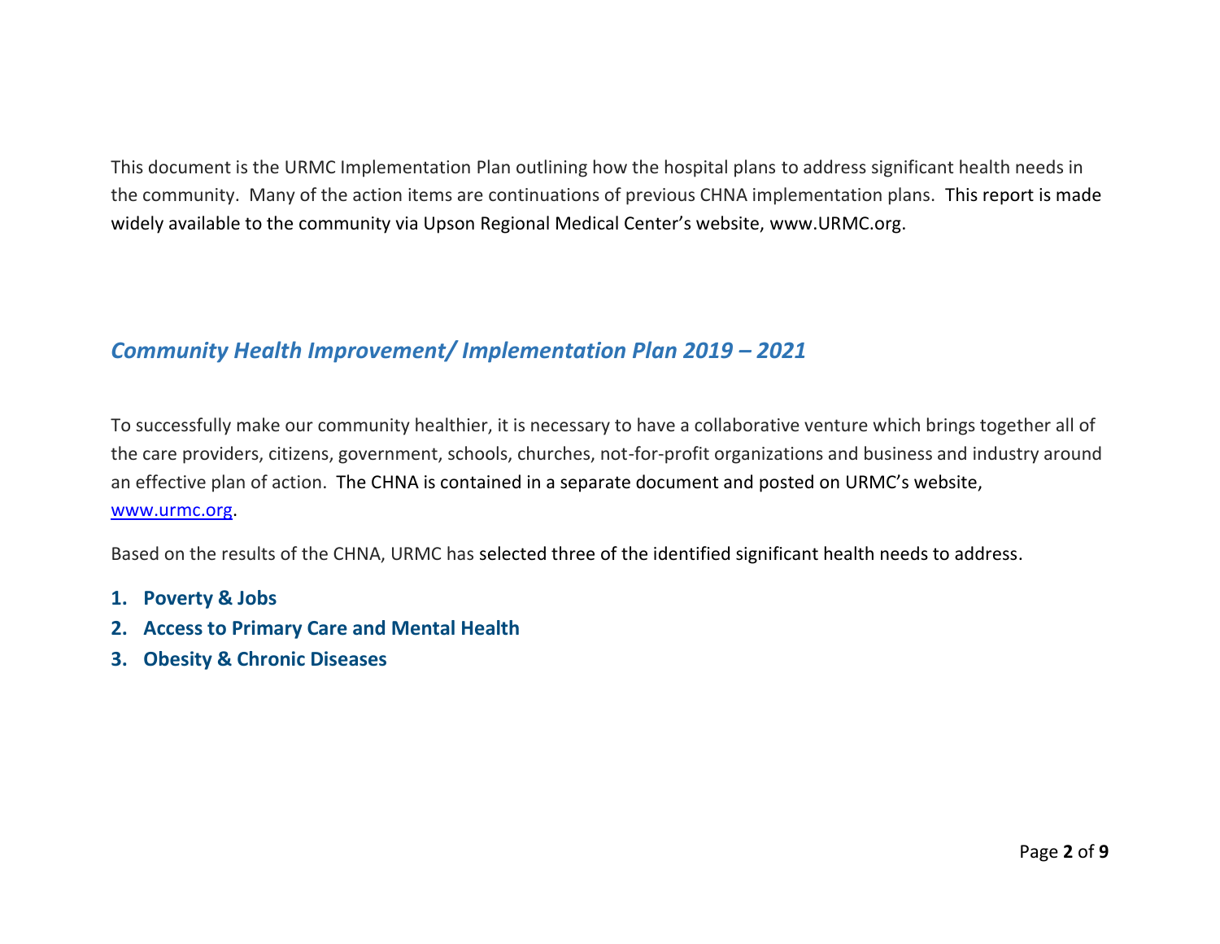This document is the URMC Implementation Plan outlining how the hospital plans to address significant health needs in the community. Many of the action items are continuations of previous CHNA implementation plans. This report is made widely available to the community via Upson Regional Medical Center's website, www.URMC.org.

## *Community Health Improvement/ Implementation Plan 2019 – 2021*

To successfully make our community healthier, it is necessary to have a collaborative venture which brings together all of the care providers, citizens, government, schools, churches, not-for-profit organizations and business and industry around an effective plan of action. The CHNA is contained in a separate document and posted on URMC's website, [www.urmc.org](http://www.urmc.org).

Based on the results of the CHNA, URMC has selected three of the identified significant health needs to address.

1. **Poverty & Jobs**
2. **Access to Primary Care and Mental Health**
3. **Obesity & Chronic Diseases**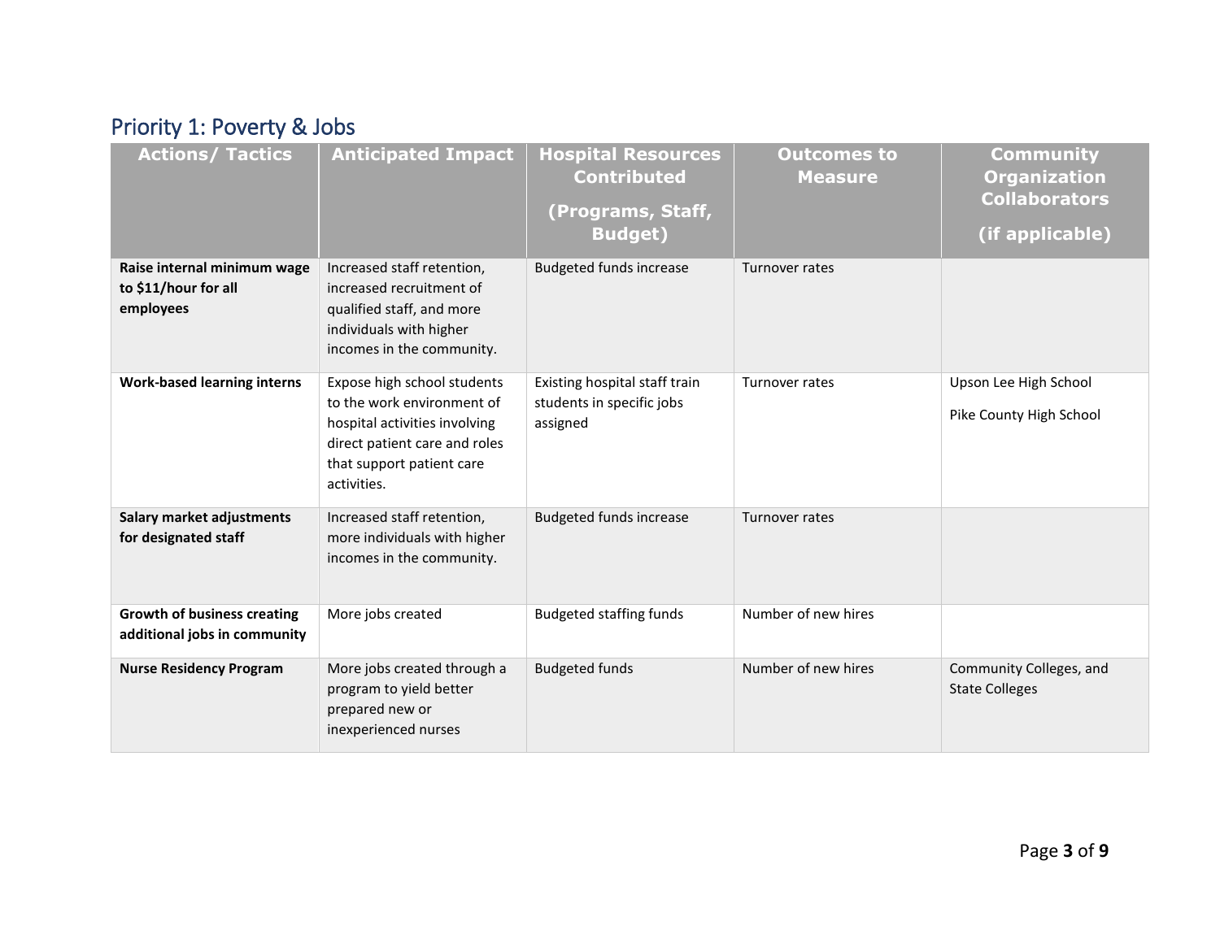## Priority 1: Poverty & Jobs

| Actions/ Tactics | Anticipated Impact | Hospital Resources Contributed (Programs, Staff, Budget) | Outcomes to Measure | Community Organization Collaborators (if applicable) |
|---|---|---|---|---|
| **Raise internal minimum wage to $11/hour for all employees** | Increased staff retention, increased recruitment of qualified staff, and more individuals with higher incomes in the community. | Budgeted funds increase | Turnover rates | |
| **Work-based learning interns** | Expose high school students to the work environment of hospital activities involving direct patient care and roles that support patient care activities. | Existing hospital staff train students in specific jobs assigned | Turnover rates | Upson Lee High School<br>Pike County High School |
| **Salary market adjustments for designated staff** | Increased staff retention, more individuals with higher incomes in the community. | Budgeted funds increase | Turnover rates | |
| **Growth of business creating additional jobs in community** | More jobs created | Budgeted staffing funds | Number of new hires | |
| **Nurse Residency Program** | More jobs created through a program to yield better prepared new or inexperienced nurses | Budgeted funds | Number of new hires | Community Colleges, and State Colleges |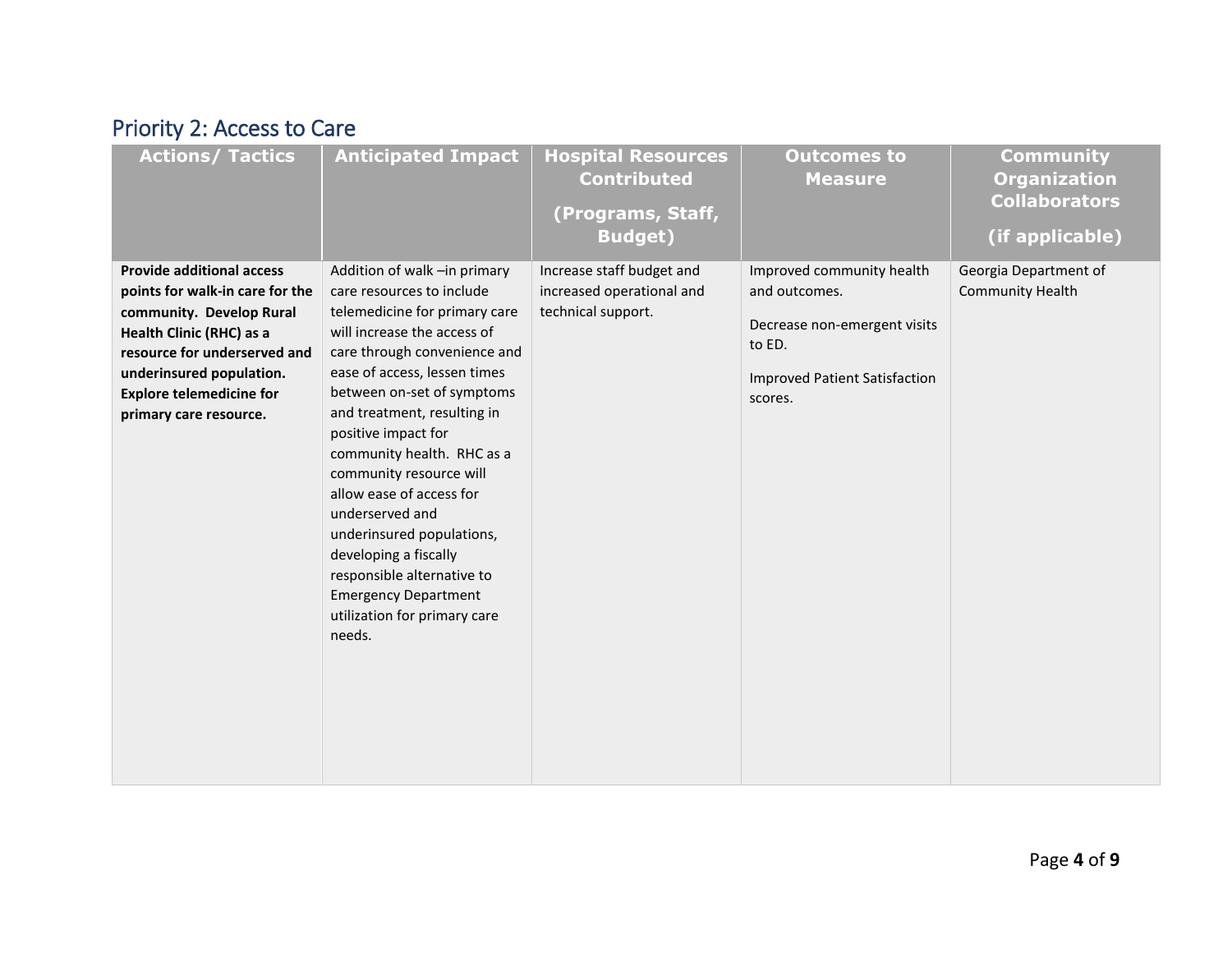## Priority 2: Access to Care

| Actions/ Tactics | Anticipated Impact | Hospital Resources Contributed (Programs, Staff, Budget) | Outcomes to Measure | Community Organization Collaborators (if applicable) |
|---|---|---|---|---|
| **Provide additional access points for walk-in care for the community. Develop Rural Health Clinic (RHC) as a resource for underserved and underinsured population. Explore telemedicine for primary care resource.** | Addition of walk –in primary care resources to include telemedicine for primary care will increase the access of care through convenience and ease of access, lessen times between on-set of symptoms and treatment, resulting in positive impact for community health. RHC as a community resource will allow ease of access for underserved and underinsured populations, developing a fiscally responsible alternative to Emergency Department utilization for primary care needs. | Increase staff budget and increased operational and technical support. | Improved community health and outcomes.<br><br>Decrease non-emergent visits to ED.<br><br>Improved Patient Satisfaction scores. | Georgia Department of Community Health |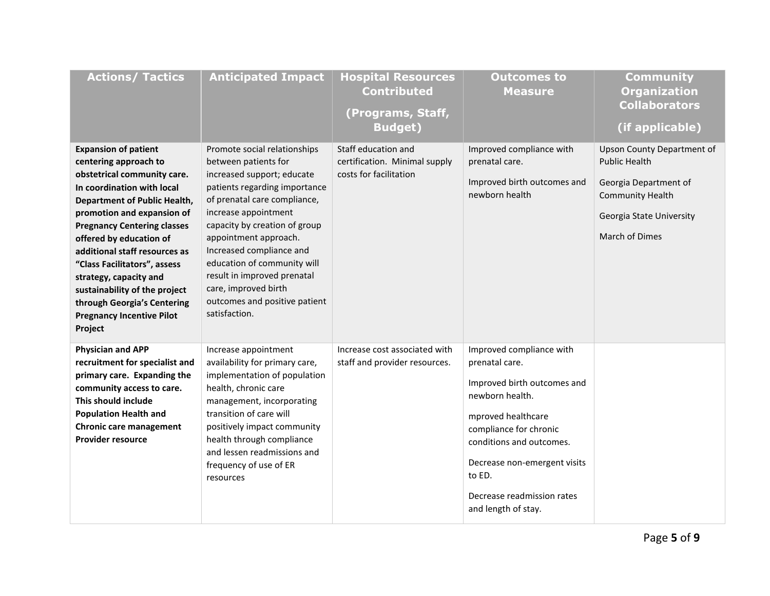| Actions/ Tactics | Anticipated Impact | Hospital Resources Contributed (Programs, Staff, Budget) | Outcomes to Measure | Community Organization Collaborators (if applicable) |
|---|---|---|---|---|
| **Expansion of patient centering approach to obstetrical community care. In coordination with local Department of Public Health, promotion and expansion of Pregnancy Centering classes offered by education of additional staff resources as "Class Facilitators", assess strategy, capacity and sustainability of the project through Georgia's Centering Pregnancy Incentive Pilot Project** | Promote social relationships between patients for increased support; educate patients regarding importance of prenatal care compliance, increase appointment capacity by creation of group appointment approach. Increased compliance and education of community will result in improved prenatal care, improved birth outcomes and positive patient satisfaction. | Staff education and certification. Minimal supply costs for facilitation | Improved compliance with prenatal care.<br><br>Improved birth outcomes and newborn health | Upson County Department of Public Health<br><br>Georgia Department of Community Health<br><br>Georgia State University<br><br>March of Dimes |
| **Physician and APP recruitment for specialist and primary care. Expanding the community access to care. This should include Population Health and Chronic care management Provider resource** | Increase appointment availability for primary care, implementation of population health, chronic care management, incorporating transition of care will positively impact community health through compliance and lessen readmissions and frequency of use of ER resources | Increase cost associated with staff and provider resources. | Improved compliance with prenatal care.<br><br>Improved birth outcomes and newborn health.<br><br>mproved healthcare compliance for chronic conditions and outcomes.<br><br>Decrease non-emergent visits to ED.<br><br>Decrease readmission rates and length of stay. | |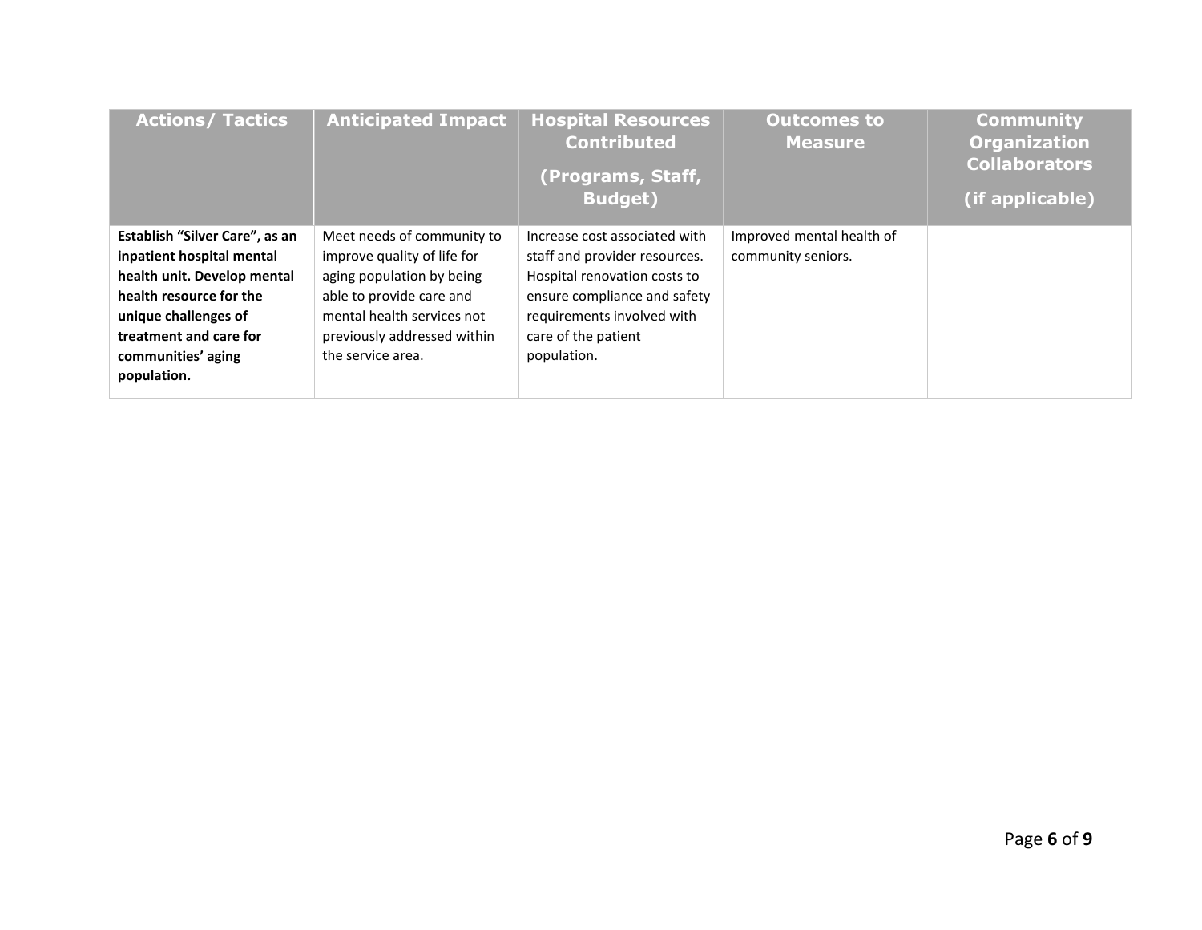| Actions/ Tactics | Anticipated Impact | Hospital Resources Contributed (Programs, Staff, Budget) | Outcomes to Measure | Community Organization Collaborators (if applicable) |
|---|---|---|---|---|
| **Establish "Silver Care", as an inpatient hospital mental health unit. Develop mental health resource for the unique challenges of treatment and care for communities' aging population.** | Meet needs of community to improve quality of life for aging population by being able to provide care and mental health services not previously addressed within the service area. | Increase cost associated with staff and provider resources. Hospital renovation costs to ensure compliance and safety requirements involved with care of the patient population. | Improved mental health of community seniors. | |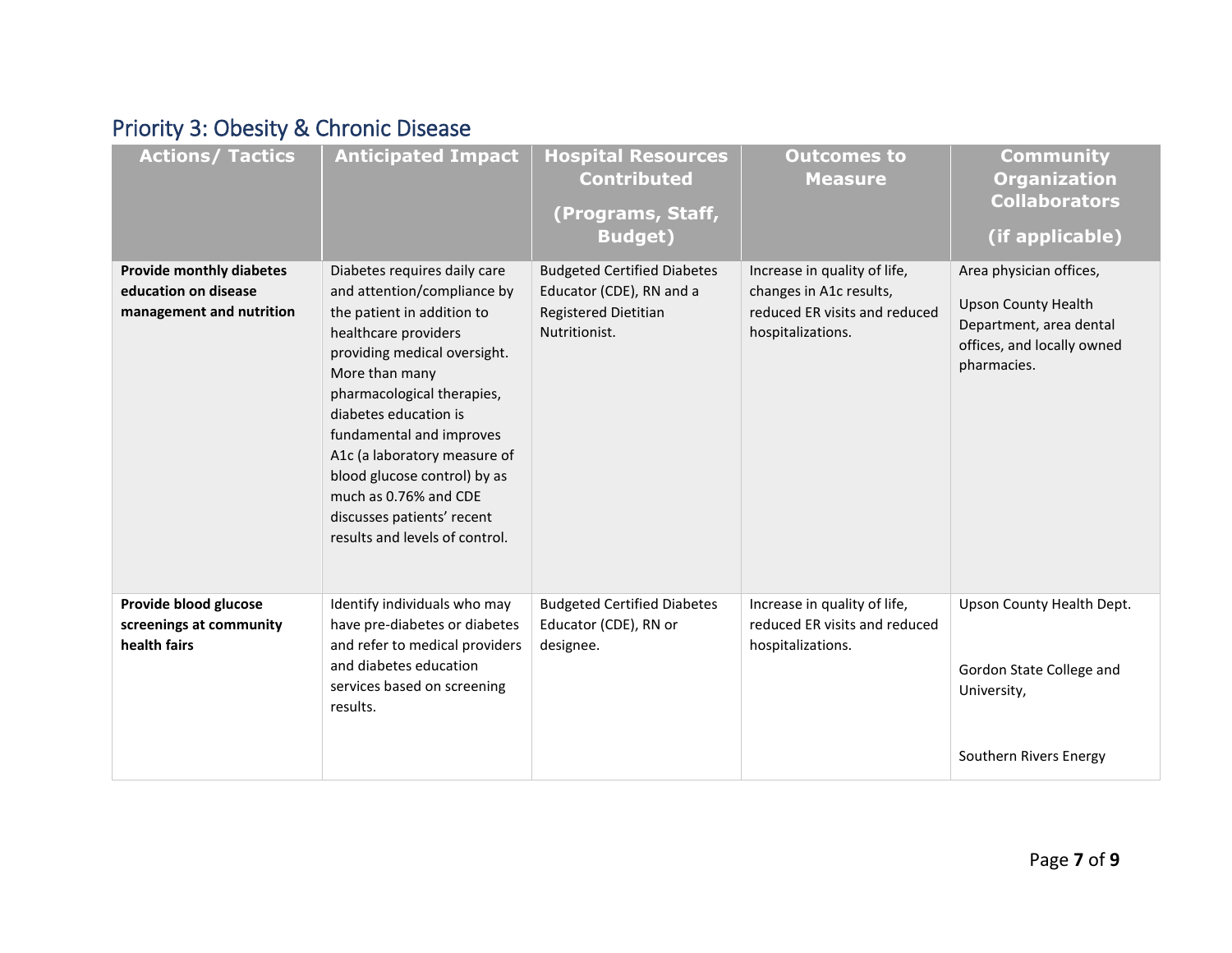## Priority 3: Obesity & Chronic Disease

| Actions/ Tactics | Anticipated Impact | Hospital Resources Contributed (Programs, Staff, Budget) | Outcomes to Measure | Community Organization Collaborators (if applicable) |
|---|---|---|---|---|
| **Provide monthly diabetes education on disease management and nutrition** | Diabetes requires daily care and attention/compliance by the patient in addition to healthcare providers providing medical oversight. More than many pharmacological therapies, diabetes education is fundamental and improves A1c (a laboratory measure of blood glucose control) by as much as 0.76% and CDE discusses patients' recent results and levels of control. | Budgeted Certified Diabetes Educator (CDE), RN and a Registered Dietitian Nutritionist. | Increase in quality of life, changes in A1c results, reduced ER visits and reduced hospitalizations. | Area physician offices, Upson County Health Department, area dental offices, and locally owned pharmacies. |
| **Provide blood glucose screenings at community health fairs** | Identify individuals who may have pre-diabetes or diabetes and refer to medical providers and diabetes education services based on screening results. | Budgeted Certified Diabetes Educator (CDE), RN or designee. | Increase in quality of life, reduced ER visits and reduced hospitalizations. | Upson County Health Dept. Gordon State College and University, Southern Rivers Energy |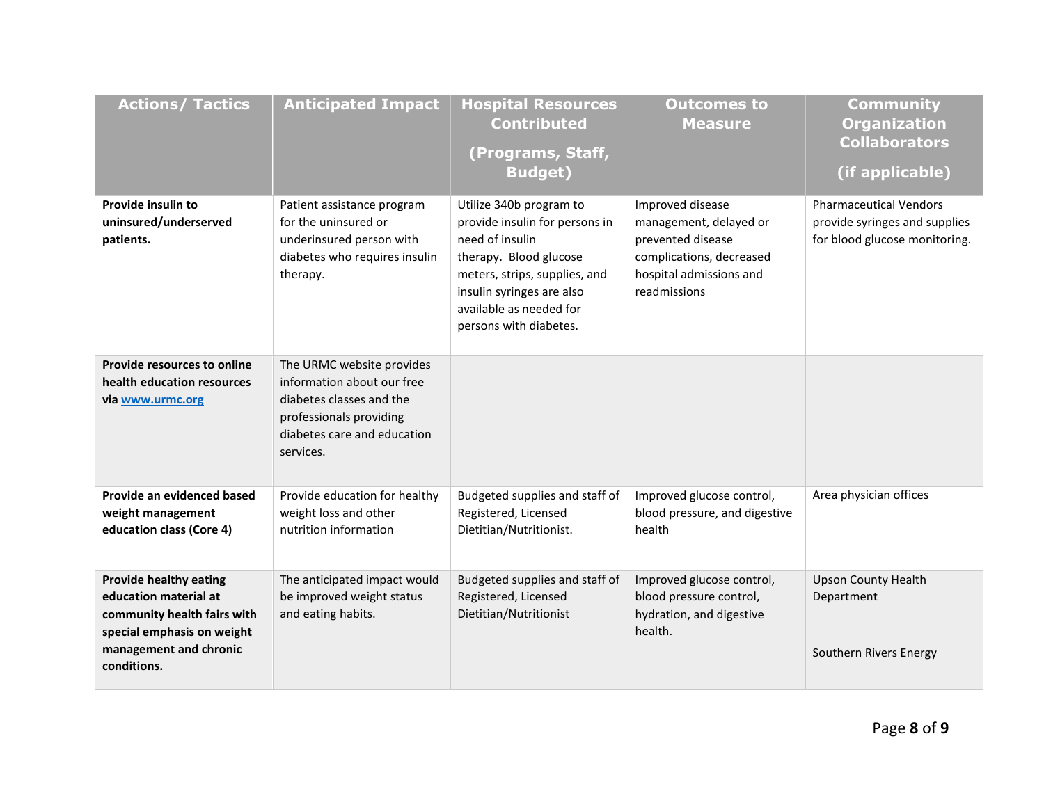| Actions/ Tactics | Anticipated Impact | Hospital Resources Contributed (Programs, Staff, Budget) | Outcomes to Measure | Community Organization Collaborators (if applicable) |
|---|---|---|---|---|
| **Provide insulin to uninsured/underserved patients.** | Patient assistance program for the uninsured or underinsured person with diabetes who requires insulin therapy. | Utilize 340b program to provide insulin for persons in need of insulin therapy. Blood glucose meters, strips, supplies, and insulin syringes are also available as needed for persons with diabetes. | Improved disease management, delayed or prevented disease complications, decreased hospital admissions and readmissions | Pharmaceutical Vendors provide syringes and supplies for blood glucose monitoring. |
| **Provide resources to online health education resources via [www.urmc.org](http://www.urmc.org)** | The URMC website provides information about our free diabetes classes and the professionals providing diabetes care and education services. | | | |
| **Provide an evidenced based weight management education class (Core 4)** | Provide education for healthy weight loss and other nutrition information | Budgeted supplies and staff of Registered, Licensed Dietitian/Nutritionist. | Improved glucose control, blood pressure, and digestive health | Area physician offices |
| **Provide healthy eating education material at community health fairs with special emphasis on weight management and chronic conditions.** | The anticipated impact would be improved weight status and eating habits. | Budgeted supplies and staff of Registered, Licensed Dietitian/Nutritionist | Improved glucose control, blood pressure control, hydration, and digestive health. | Upson County Health Department<br><br>Southern Rivers Energy |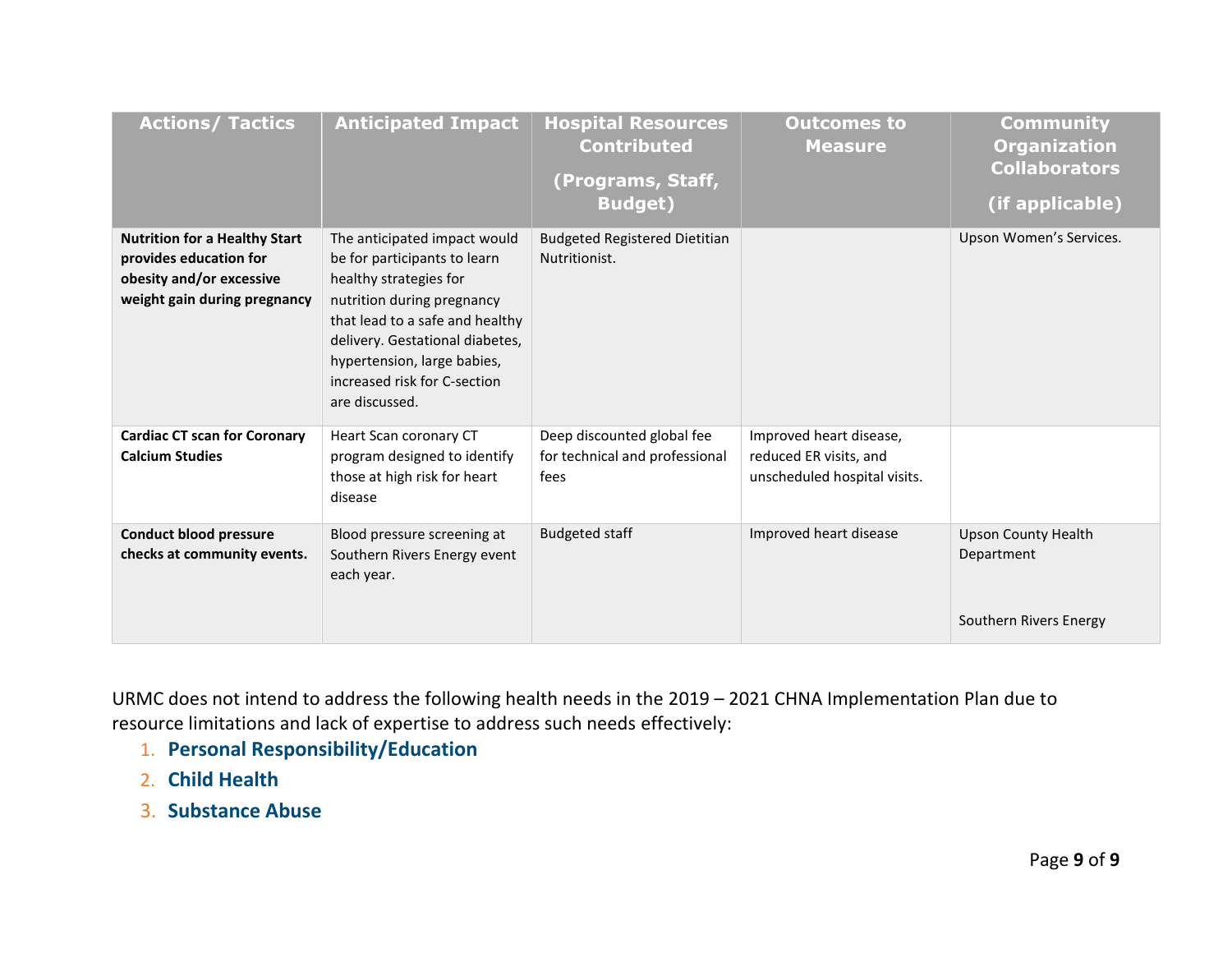| Actions/ Tactics | Anticipated Impact | Hospital Resources Contributed (Programs, Staff, Budget) | Outcomes to Measure | Community Organization Collaborators (if applicable) |
|---|---|---|---|---|
| **Nutrition for a Healthy Start provides education for obesity and/or excessive weight gain during pregnancy** | The anticipated impact would be for participants to learn healthy strategies for nutrition during pregnancy that lead to a safe and healthy delivery. Gestational diabetes, hypertension, large babies, increased risk for C-section are discussed. | Budgeted Registered Dietitian Nutritionist. | | Upson Women's Services. |
| **Cardiac CT scan for Coronary Calcium Studies** | Heart Scan coronary CT program designed to identify those at high risk for heart disease | Deep discounted global fee for technical and professional fees | Improved heart disease, reduced ER visits, and unscheduled hospital visits. | |
| **Conduct blood pressure checks at community events.** | Blood pressure screening at Southern Rivers Energy event each year. | Budgeted staff | Improved heart disease | Upson County Health Department<br><br>Southern Rivers Energy |

URMC does not intend to address the following health needs in the 2019 – 2021 CHNA Implementation Plan due to resource limitations and lack of expertise to address such needs effectively:

1. **Personal Responsibility/Education**
2. **Child Health**
3. **Substance Abuse**